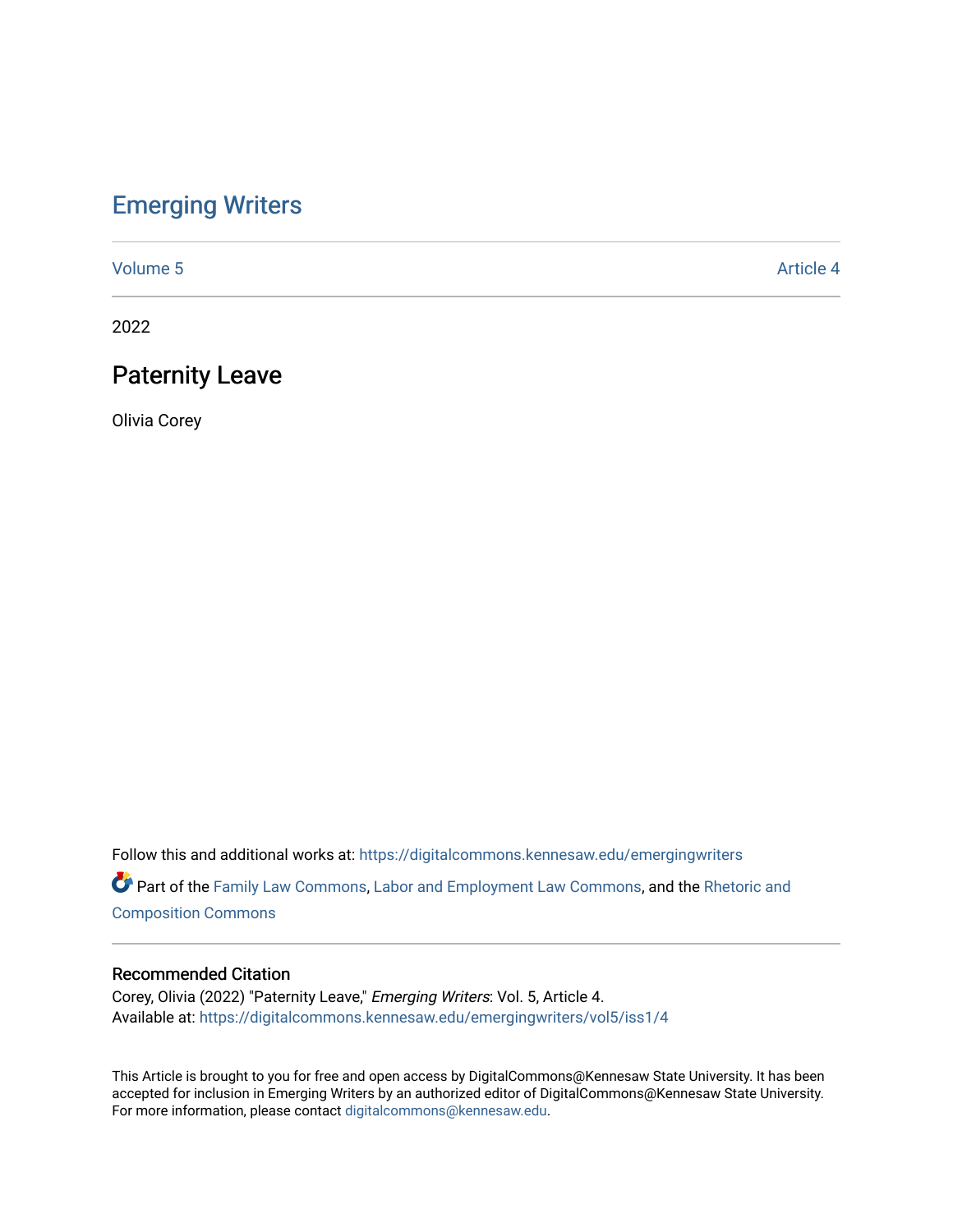# Emerging Writers

Volume 5 | Article 4

2022

## Paternity Leave

Olivia Corey

Follow this and additional works at: https://digitalcommons.kennesaw.edu/emergingwriters

Part of the Family Law Commons, Labor and Employment Law Commons, and the Rhetoric and Composition Commons

### Recommended Citation

Corey, Olivia (2022) "Paternity Leave," *Emerging Writers*: Vol. 5, Article 4.
Available at: https://digitalcommons.kennesaw.edu/emergingwriters/vol5/iss1/4

This Article is brought to you for free and open access by DigitalCommons@Kennesaw State University. It has been accepted for inclusion in Emerging Writers by an authorized editor of DigitalCommons@Kennesaw State University. For more information, please contact digitalcommons@kennesaw.edu.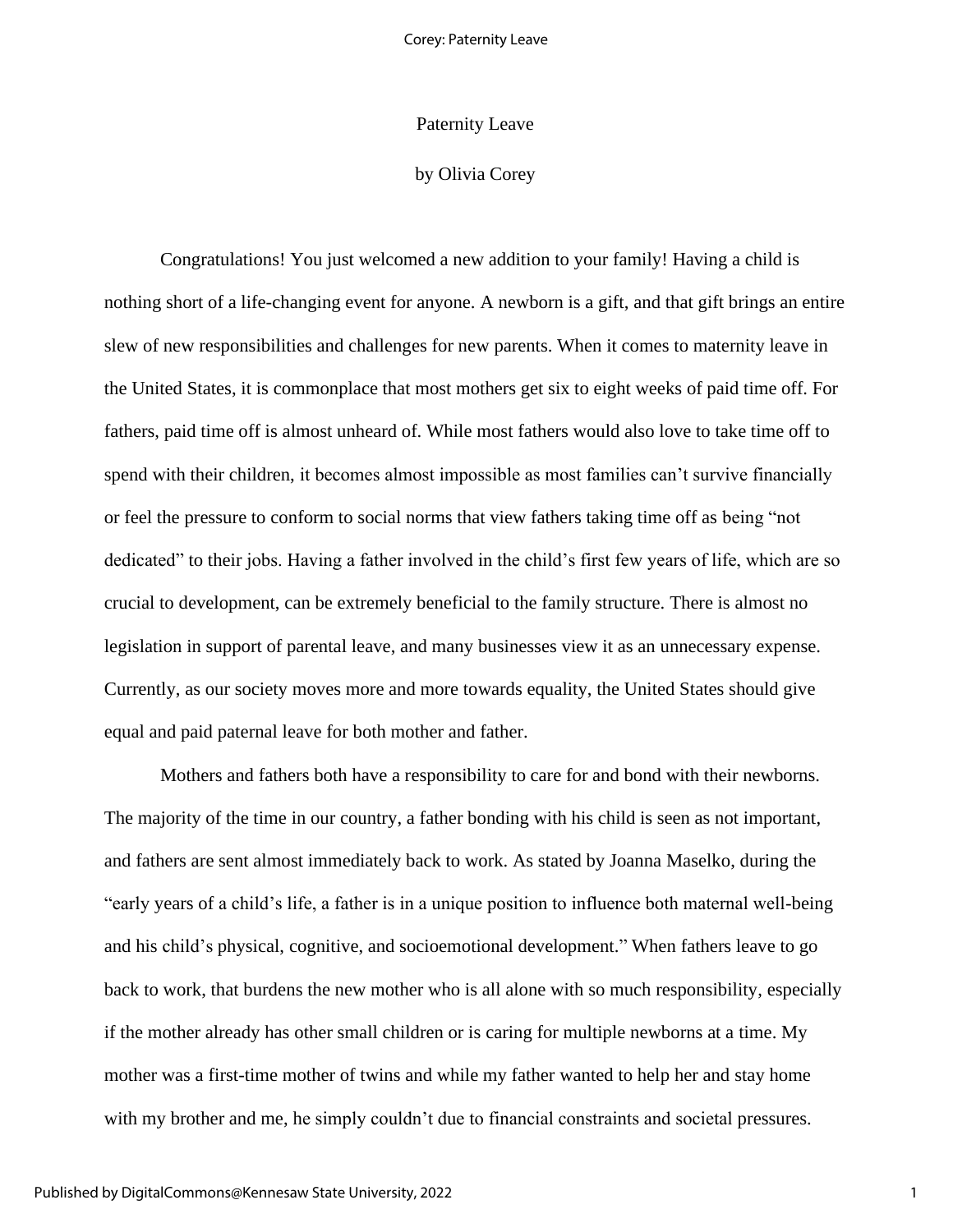Paternity Leave

by Olivia Corey

Congratulations! You just welcomed a new addition to your family! Having a child is nothing short of a life-changing event for anyone. A newborn is a gift, and that gift brings an entire slew of new responsibilities and challenges for new parents. When it comes to maternity leave in the United States, it is commonplace that most mothers get six to eight weeks of paid time off. For fathers, paid time off is almost unheard of. While most fathers would also love to take time off to spend with their children, it becomes almost impossible as most families can't survive financially or feel the pressure to conform to social norms that view fathers taking time off as being "not dedicated" to their jobs. Having a father involved in the child's first few years of life, which are so crucial to development, can be extremely beneficial to the family structure. There is almost no legislation in support of parental leave, and many businesses view it as an unnecessary expense. Currently, as our society moves more and more towards equality, the United States should give equal and paid paternal leave for both mother and father.

Mothers and fathers both have a responsibility to care for and bond with their newborns. The majority of the time in our country, a father bonding with his child is seen as not important, and fathers are sent almost immediately back to work. As stated by Joanna Maselko, during the "early years of a child's life, a father is in a unique position to influence both maternal well-being and his child's physical, cognitive, and socioemotional development." When fathers leave to go back to work, that burdens the new mother who is all alone with so much responsibility, especially if the mother already has other small children or is caring for multiple newborns at a time. My mother was a first-time mother of twins and while my father wanted to help her and stay home with my brother and me, he simply couldn't due to financial constraints and societal pressures.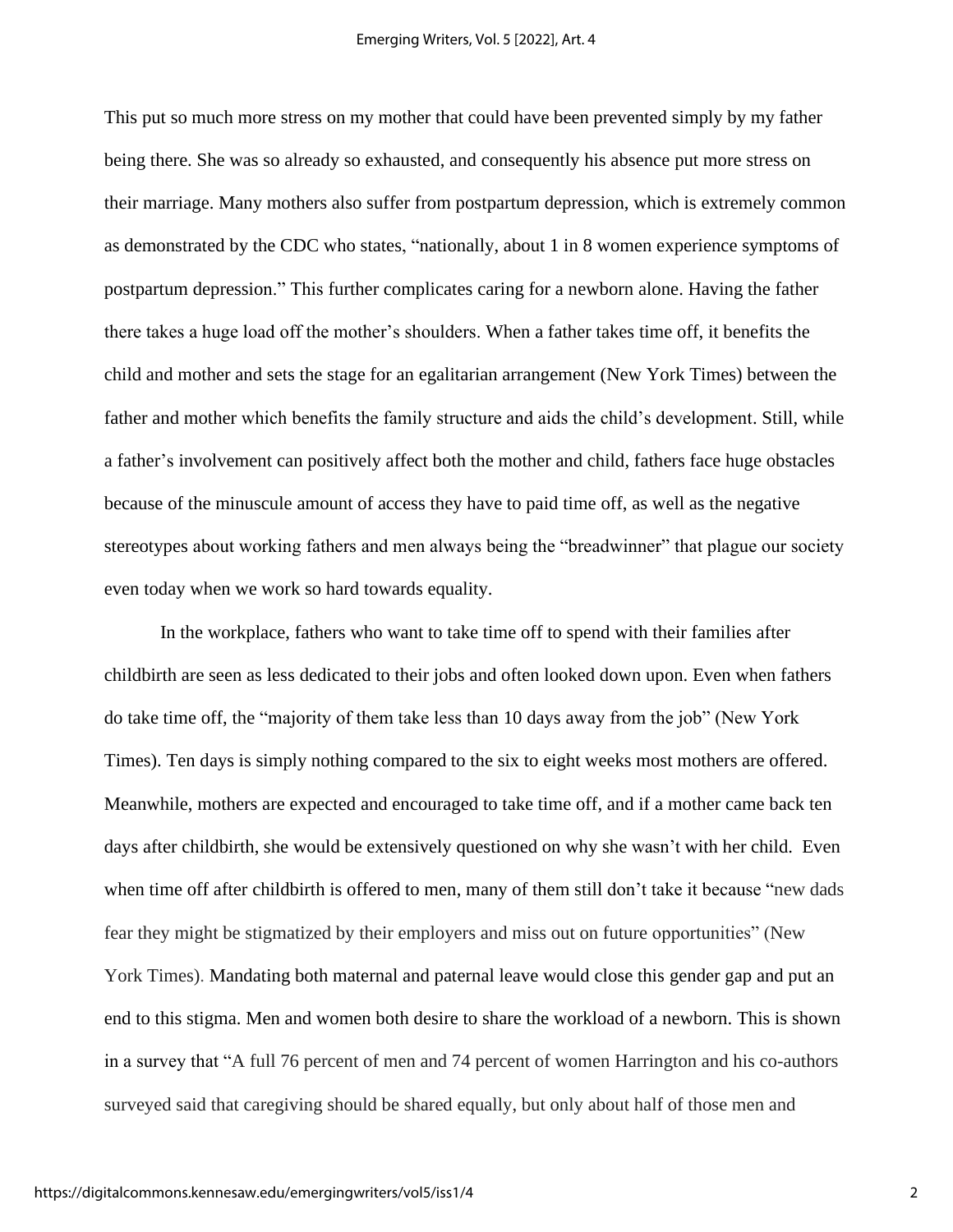This put so much more stress on my mother that could have been prevented simply by my father being there. She was so already so exhausted, and consequently his absence put more stress on their marriage. Many mothers also suffer from postpartum depression, which is extremely common as demonstrated by the CDC who states, "nationally, about 1 in 8 women experience symptoms of postpartum depression." This further complicates caring for a newborn alone. Having the father there takes a huge load off the mother's shoulders. When a father takes time off, it benefits the child and mother and sets the stage for an egalitarian arrangement (New York Times) between the father and mother which benefits the family structure and aids the child's development. Still, while a father's involvement can positively affect both the mother and child, fathers face huge obstacles because of the minuscule amount of access they have to paid time off, as well as the negative stereotypes about working fathers and men always being the "breadwinner" that plague our society even today when we work so hard towards equality.

In the workplace, fathers who want to take time off to spend with their families after childbirth are seen as less dedicated to their jobs and often looked down upon. Even when fathers do take time off, the "majority of them take less than 10 days away from the job" (New York Times). Ten days is simply nothing compared to the six to eight weeks most mothers are offered. Meanwhile, mothers are expected and encouraged to take time off, and if a mother came back ten days after childbirth, she would be extensively questioned on why she wasn't with her child. Even when time off after childbirth is offered to men, many of them still don't take it because "new dads fear they might be stigmatized by their employers and miss out on future opportunities" (New York Times). Mandating both maternal and paternal leave would close this gender gap and put an end to this stigma. Men and women both desire to share the workload of a newborn. This is shown in a survey that "A full 76 percent of men and 74 percent of women Harrington and his co-authors surveyed said that caregiving should be shared equally, but only about half of those men and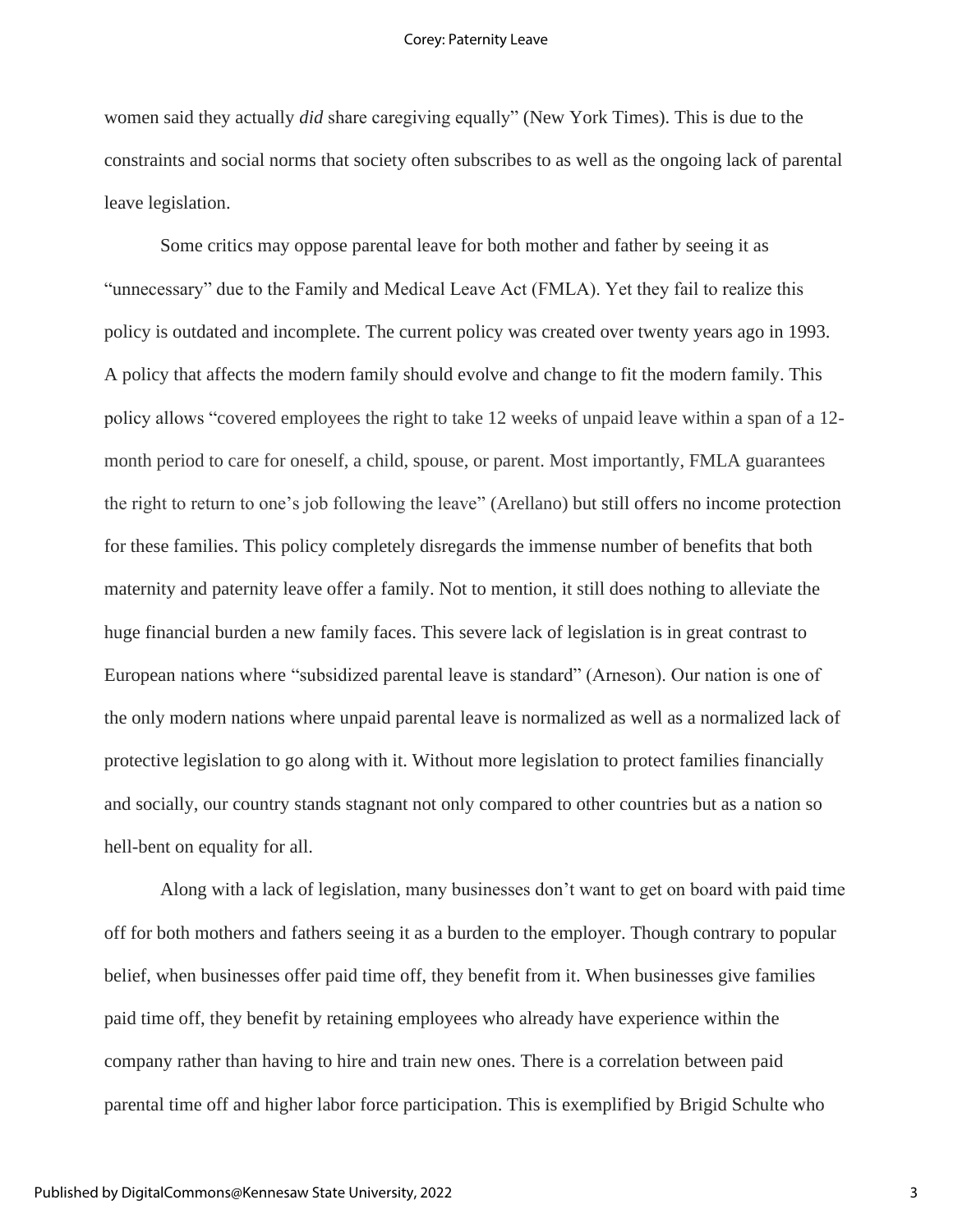women said they actually *did* share caregiving equally" (New York Times). This is due to the constraints and social norms that society often subscribes to as well as the ongoing lack of parental leave legislation.

Some critics may oppose parental leave for both mother and father by seeing it as "unnecessary" due to the Family and Medical Leave Act (FMLA). Yet they fail to realize this policy is outdated and incomplete. The current policy was created over twenty years ago in 1993. A policy that affects the modern family should evolve and change to fit the modern family. This policy allows "covered employees the right to take 12 weeks of unpaid leave within a span of a 12-month period to care for oneself, a child, spouse, or parent. Most importantly, FMLA guarantees the right to return to one's job following the leave" (Arellano) but still offers no income protection for these families. This policy completely disregards the immense number of benefits that both maternity and paternity leave offer a family. Not to mention, it still does nothing to alleviate the huge financial burden a new family faces. This severe lack of legislation is in great contrast to European nations where "subsidized parental leave is standard" (Arneson). Our nation is one of the only modern nations where unpaid parental leave is normalized as well as a normalized lack of protective legislation to go along with it. Without more legislation to protect families financially and socially, our country stands stagnant not only compared to other countries but as a nation so hell-bent on equality for all.

Along with a lack of legislation, many businesses don't want to get on board with paid time off for both mothers and fathers seeing it as a burden to the employer. Though contrary to popular belief, when businesses offer paid time off, they benefit from it. When businesses give families paid time off, they benefit by retaining employees who already have experience within the company rather than having to hire and train new ones. There is a correlation between paid parental time off and higher labor force participation. This is exemplified by Brigid Schulte who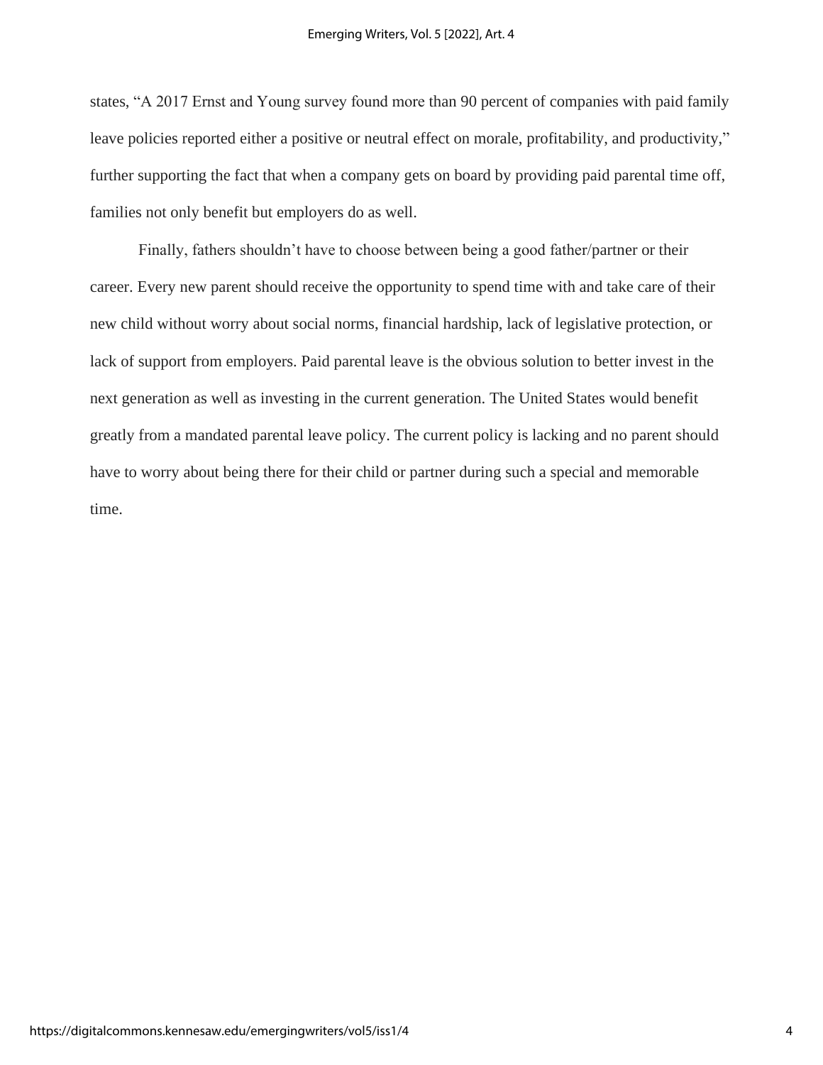states, “A 2017 Ernst and Young survey found more than 90 percent of companies with paid family leave policies reported either a positive or neutral effect on morale, profitability, and productivity,” further supporting the fact that when a company gets on board by providing paid parental time off, families not only benefit but employers do as well.

Finally, fathers shouldn’t have to choose between being a good father/partner or their career. Every new parent should receive the opportunity to spend time with and take care of their new child without worry about social norms, financial hardship, lack of legislative protection, or lack of support from employers. Paid parental leave is the obvious solution to better invest in the next generation as well as investing in the current generation. The United States would benefit greatly from a mandated parental leave policy. The current policy is lacking and no parent should have to worry about being there for their child or partner during such a special and memorable time.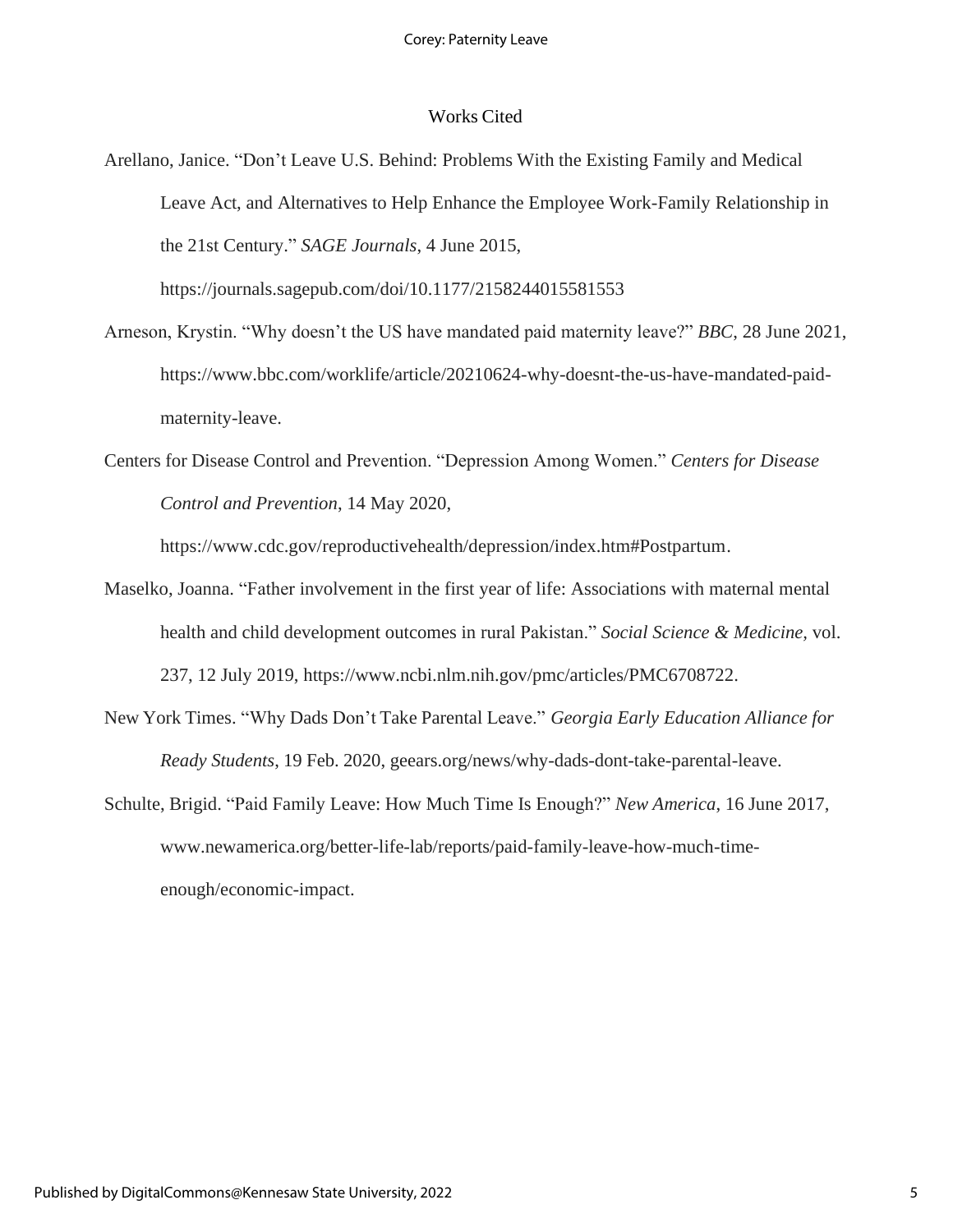# Works Cited

Arellano, Janice. "Don't Leave U.S. Behind: Problems With the Existing Family and Medical Leave Act, and Alternatives to Help Enhance the Employee Work-Family Relationship in the 21st Century." *SAGE Journals*, 4 June 2015, https://journals.sagepub.com/doi/10.1177/2158244015581553

Arneson, Krystin. "Why doesn't the US have mandated paid maternity leave?" *BBC*, 28 June 2021, https://www.bbc.com/worklife/article/20210624-why-doesnt-the-us-have-mandated-paid-maternity-leave.

Centers for Disease Control and Prevention. "Depression Among Women." *Centers for Disease Control and Prevention*, 14 May 2020, https://www.cdc.gov/reproductivehealth/depression/index.htm#Postpartum.

Maselko, Joanna. "Father involvement in the first year of life: Associations with maternal mental health and child development outcomes in rural Pakistan." *Social Science & Medicine*, vol. 237, 12 July 2019, https://www.ncbi.nlm.nih.gov/pmc/articles/PMC6708722.

New York Times. "Why Dads Don't Take Parental Leave." *Georgia Early Education Alliance for Ready Students*, 19 Feb. 2020, geears.org/news/why-dads-dont-take-parental-leave.

Schulte, Brigid. "Paid Family Leave: How Much Time Is Enough?" *New America*, 16 June 2017, www.newamerica.org/better-life-lab/reports/paid-family-leave-how-much-time-enough/economic-impact.